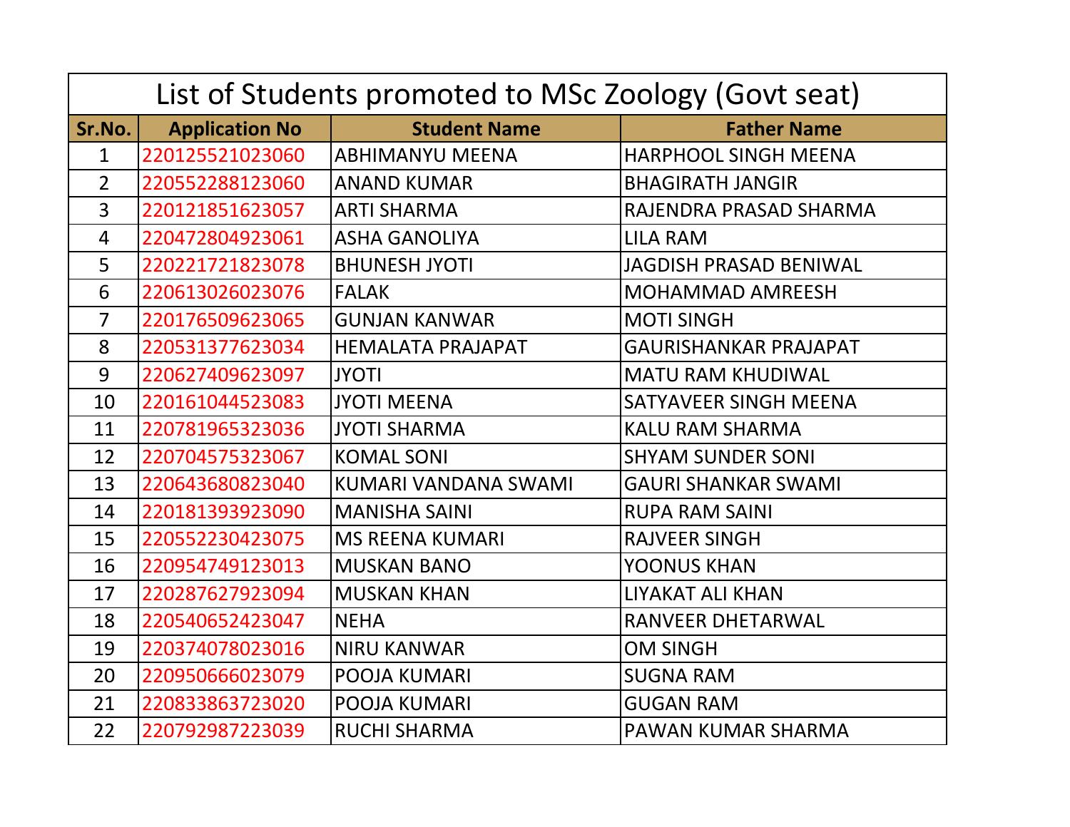# List of Students promoted to MSc Zoology (Govt seat)

| Sr.No. | Application No | Student Name | Father Name |
|---|---|---|---|
| 1 | 220125521023060 | ABHIMANYU MEENA | HARPHOOL SINGH MEENA |
| 2 | 220552288123060 | ANAND KUMAR | BHAGIRATH JANGIR |
| 3 | 220121851623057 | ARTI SHARMA | RAJENDRA PRASAD SHARMA |
| 4 | 220472804923061 | ASHA GANOLIYA | LILA RAM |
| 5 | 220221721823078 | BHUNESH JYOTI | JAGDISH PRASAD BENIWAL |
| 6 | 220613026023076 | FALAK | MOHAMMAD AMREESH |
| 7 | 220176509623065 | GUNJAN KANWAR | MOTI SINGH |
| 8 | 220531377623034 | HEMALATA PRAJAPAT | GAURISHANKAR PRAJAPAT |
| 9 | 220627409623097 | JYOTI | MATU RAM KHUDIWAL |
| 10 | 220161044523083 | JYOTI MEENA | SATYAVEER SINGH MEENA |
| 11 | 220781965323036 | JYOTI SHARMA | KALU RAM SHARMA |
| 12 | 220704575323067 | KOMAL SONI | SHYAM SUNDER SONI |
| 13 | 220643680823040 | KUMARI VANDANA SWAMI | GAURI SHANKAR SWAMI |
| 14 | 220181393923090 | MANISHA SAINI | RUPA RAM SAINI |
| 15 | 220552230423075 | MS REENA KUMARI | RAJVEER SINGH |
| 16 | 220954749123013 | MUSKAN BANO | YOONUS KHAN |
| 17 | 220287627923094 | MUSKAN KHAN | LIYAKAT ALI KHAN |
| 18 | 220540652423047 | NEHA | RANVEER DHETARWAL |
| 19 | 220374078023016 | NIRU KANWAR | OM SINGH |
| 20 | 220950666023079 | POOJA KUMARI | SUGNA RAM |
| 21 | 220833863723020 | POOJA KUMARI | GUGAN RAM |
| 22 | 220792987223039 | RUCHI SHARMA | PAWAN KUMAR SHARMA |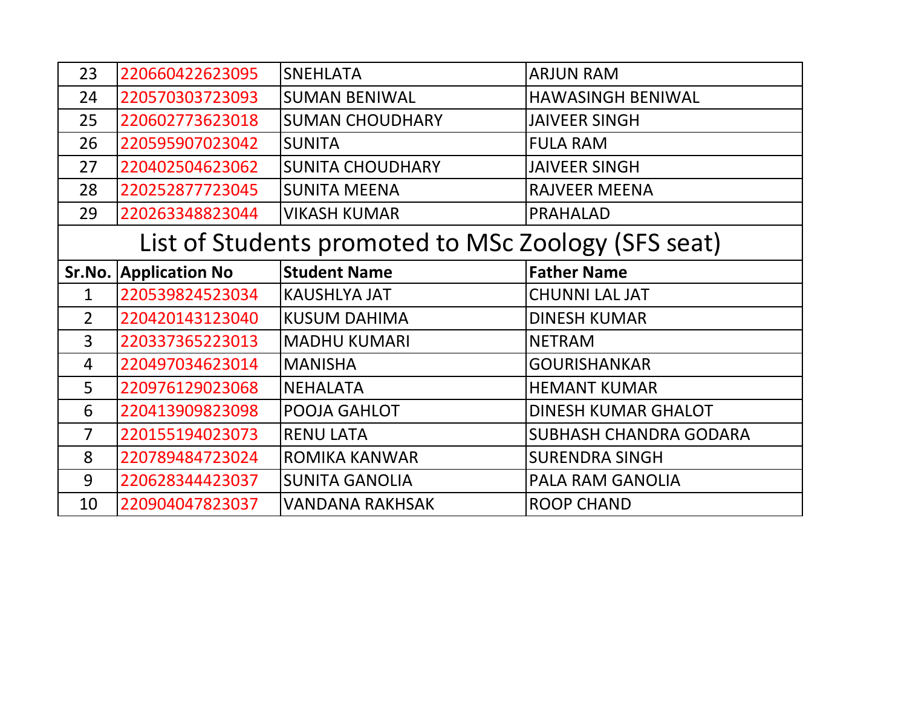| | | | |
|---|---|---|---|
| 23 | 220660422623095 | SNEHLATA | ARJUN RAM |
| 24 | 220570303723093 | SUMAN BENIWAL | HAWASINGH BENIWAL |
| 25 | 220602773623018 | SUMAN CHOUDHARY | JAIVEER SINGH |
| 26 | 220595907023042 | SUNITA | FULA RAM |
| 27 | 220402504623062 | SUNITA CHOUDHARY | JAIVEER SINGH |
| 28 | 220252877723045 | SUNITA MEENA | RAJVEER MEENA |
| 29 | 220263348823044 | VIKASH KUMAR | PRAHALAD |

## List of Students promoted to MSc Zoology (SFS seat)

| Sr.No. | Application No | Student Name | Father Name |
|---|---|---|---|
| 1 | 220539824523034 | KAUSHLYA JAT | CHUNNI LAL JAT |
| 2 | 220420143123040 | KUSUM DAHIMA | DINESH KUMAR |
| 3 | 220337365223013 | MADHU KUMARI | NETRAM |
| 4 | 220497034623014 | MANISHA | GOURISHANKAR |
| 5 | 220976129023068 | NEHALATA | HEMANT KUMAR |
| 6 | 220413909823098 | POOJA GAHLOT | DINESH KUMAR GHALOT |
| 7 | 220155194023073 | RENU LATA | SUBHASH CHANDRA GODARA |
| 8 | 220789484723024 | ROMIKA KANWAR | SURENDRA SINGH |
| 9 | 220628344423037 | SUNITA GANOLIA | PALA RAM GANOLIA |
| 10 | 220904047823037 | VANDANA RAKHSAK | ROOP CHAND |